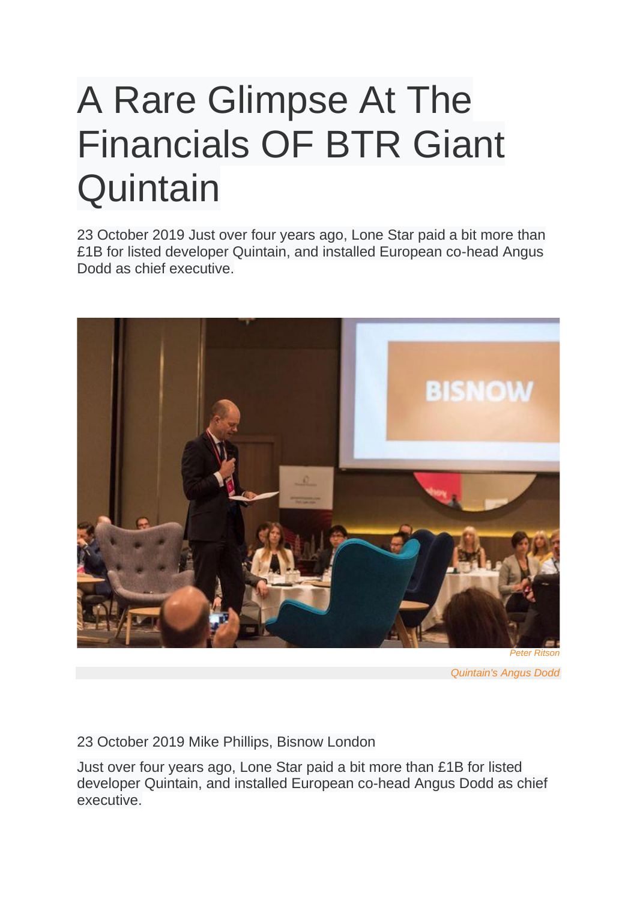# A Rare Glimpse At The Financials OF BTR Giant Quintain

23 October 2019 Just over four years ago, Lone Star paid a bit more than £1B for listed developer Quintain, and installed European co-head Angus Dodd as chief executive.

*Peter Ritson*

*Quintain's Angus Dodd*

23 October 2019 Mike Phillips, Bisnow London

Just over four years ago, Lone Star paid a bit more than £1B for listed developer Quintain, and installed European co-head Angus Dodd as chief executive.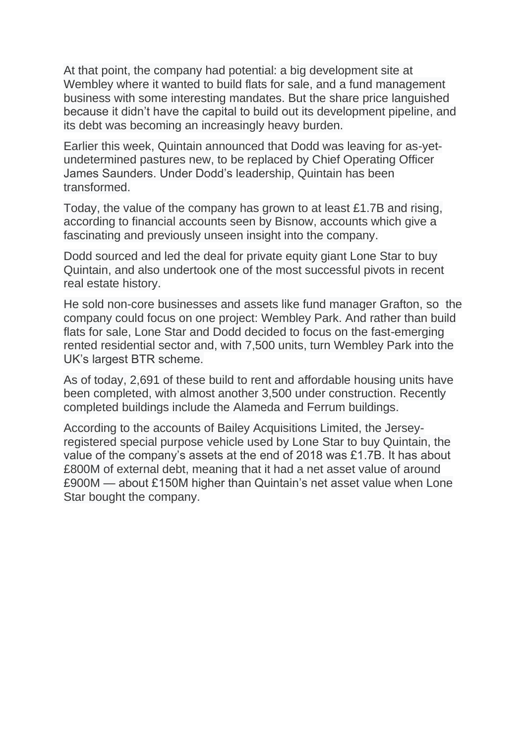At that point, the company had potential: a big development site at Wembley where it wanted to build flats for sale, and a fund management business with some interesting mandates. But the share price languished because it didn't have the capital to build out its development pipeline, and its debt was becoming an increasingly heavy burden.

Earlier this week, Quintain announced that Dodd was leaving for as-yet-undetermined pastures new, to be replaced by Chief Operating Officer James Saunders. Under Dodd's leadership, Quintain has been transformed.

Today, the value of the company has grown to at least £1.7B and rising, according to financial accounts seen by Bisnow, accounts which give a fascinating and previously unseen insight into the company.

Dodd sourced and led the deal for private equity giant Lone Star to buy Quintain, and also undertook one of the most successful pivots in recent real estate history.

He sold non-core businesses and assets like fund manager Grafton, so the company could focus on one project: Wembley Park. And rather than build flats for sale, Lone Star and Dodd decided to focus on the fast-emerging rented residential sector and, with 7,500 units, turn Wembley Park into the UK's largest BTR scheme.

As of today, 2,691 of these build to rent and affordable housing units have been completed, with almost another 3,500 under construction. Recently completed buildings include the Alameda and Ferrum buildings.

According to the accounts of Bailey Acquisitions Limited, the Jersey-registered special purpose vehicle used by Lone Star to buy Quintain, the value of the company's assets at the end of 2018 was £1.7B. It has about £800M of external debt, meaning that it had a net asset value of around £900M — about £150M higher than Quintain's net asset value when Lone Star bought the company.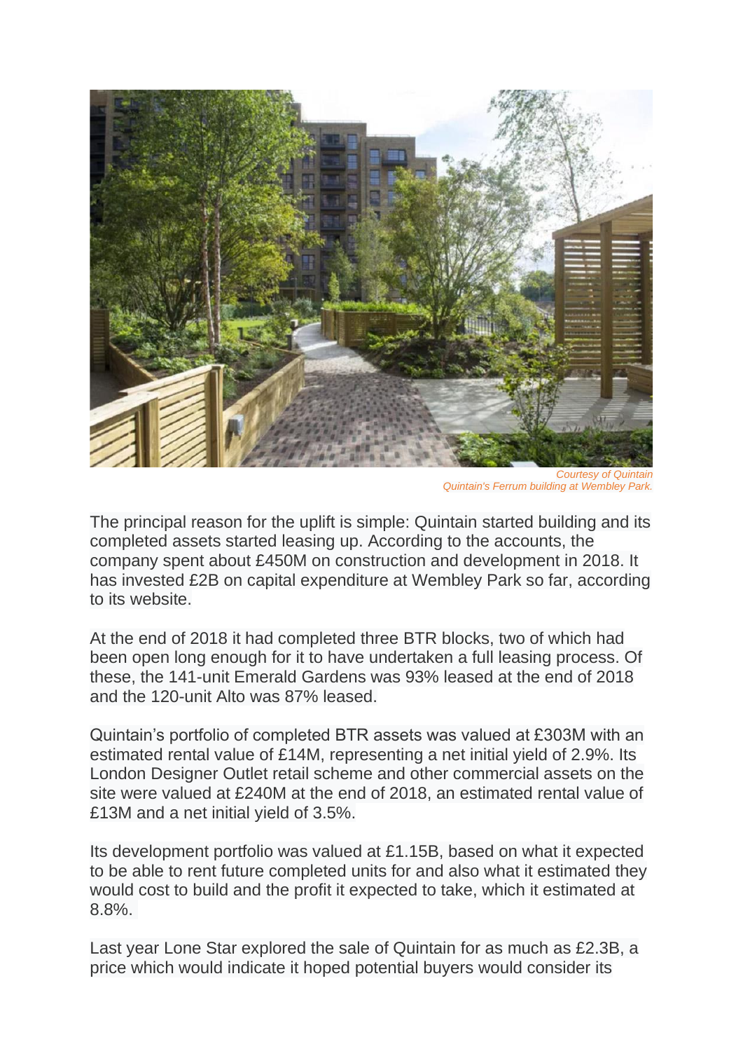*Courtesy of Quintain*
*Quintain's Ferrum building at Wembley Park.*

The principal reason for the uplift is simple: Quintain started building and its completed assets started leasing up. According to the accounts, the company spent about £450M on construction and development in 2018. It has invested £2B on capital expenditure at Wembley Park so far, according to its website.

At the end of 2018 it had completed three BTR blocks, two of which had been open long enough for it to have undertaken a full leasing process. Of these, the 141-unit Emerald Gardens was 93% leased at the end of 2018 and the 120-unit Alto was 87% leased.

Quintain's portfolio of completed BTR assets was valued at £303M with an estimated rental value of £14M, representing a net initial yield of 2.9%. Its London Designer Outlet retail scheme and other commercial assets on the site were valued at £240M at the end of 2018, an estimated rental value of £13M and a net initial yield of 3.5%.

Its development portfolio was valued at £1.15B, based on what it expected to be able to rent future completed units for and also what it estimated they would cost to build and the profit it expected to take, which it estimated at 8.8%.

Last year Lone Star explored the sale of Quintain for as much as £2.3B, a price which would indicate it hoped potential buyers would consider its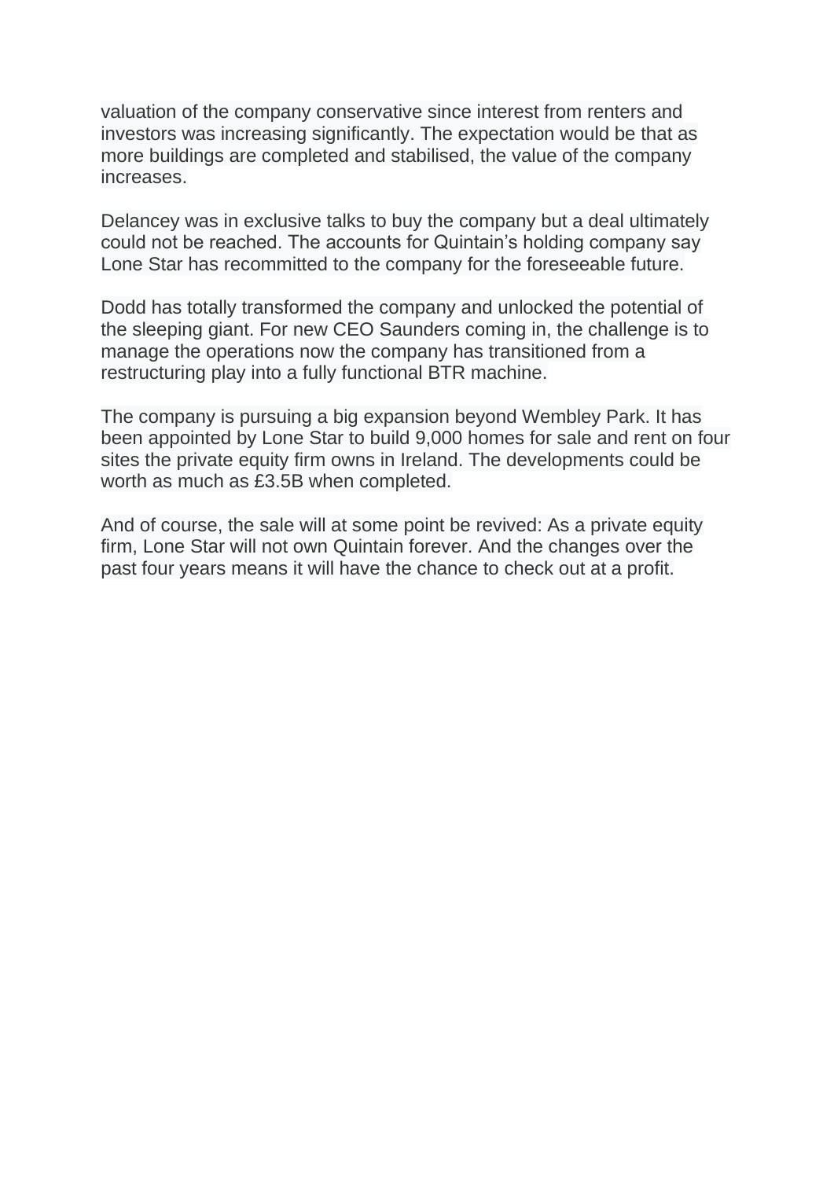valuation of the company conservative since interest from renters and investors was increasing significantly. The expectation would be that as more buildings are completed and stabilised, the value of the company increases.

Delancey was in exclusive talks to buy the company but a deal ultimately could not be reached. The accounts for Quintain's holding company say Lone Star has recommitted to the company for the foreseeable future.

Dodd has totally transformed the company and unlocked the potential of the sleeping giant. For new CEO Saunders coming in, the challenge is to manage the operations now the company has transitioned from a restructuring play into a fully functional BTR machine.

The company is pursuing a big expansion beyond Wembley Park. It has been appointed by Lone Star to build 9,000 homes for sale and rent on four sites the private equity firm owns in Ireland. The developments could be worth as much as £3.5B when completed.

And of course, the sale will at some point be revived: As a private equity firm, Lone Star will not own Quintain forever. And the changes over the past four years means it will have the chance to check out at a profit.